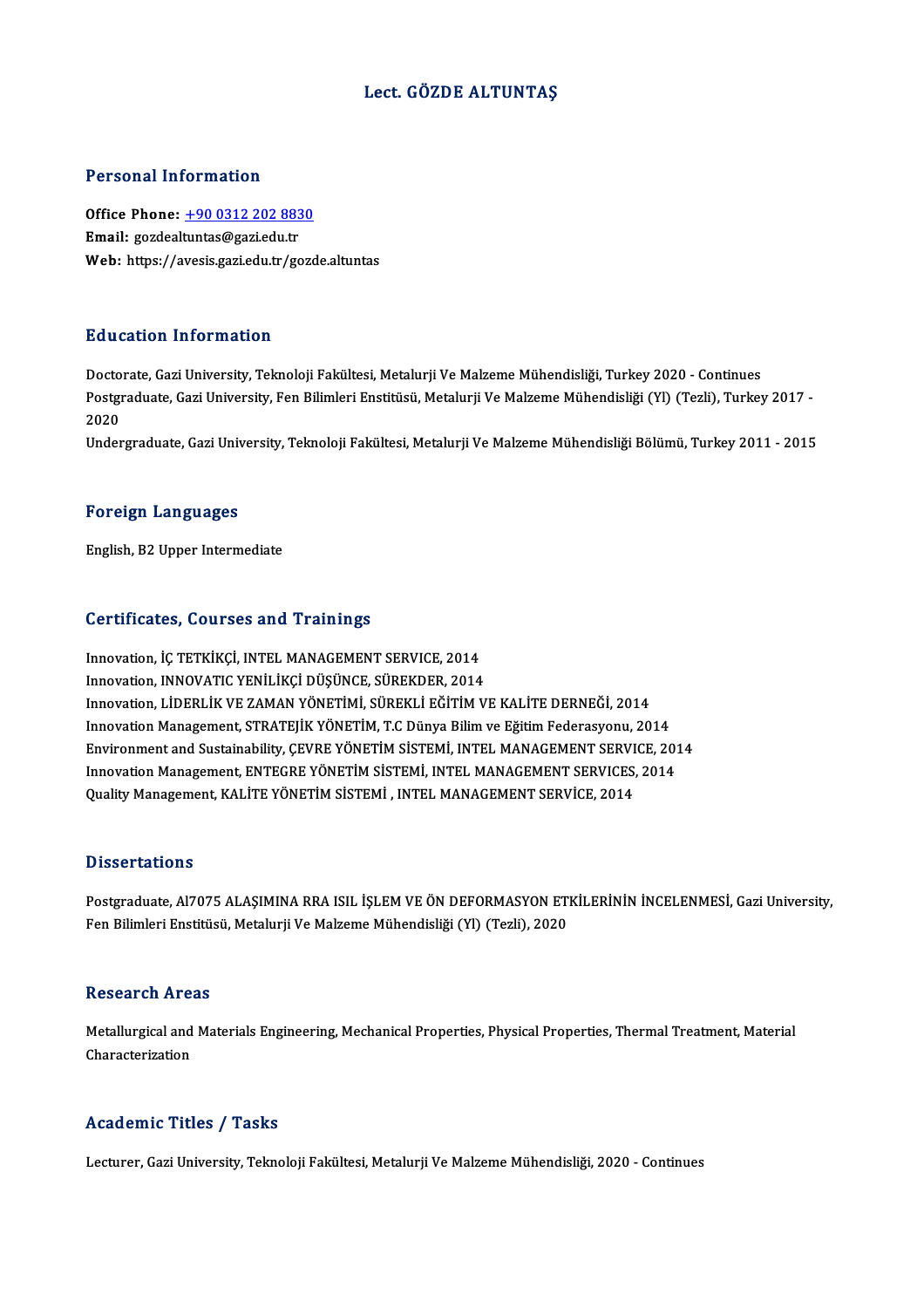# Lect. GÖZDE ALTUNTAŞ

## Personal Information

**Office Phone:** +90 0312 202 8830
**Email:** gozdealtuntas@gazi.edu.tr
**Web:** https://avesis.gazi.edu.tr/gozde.altuntas

## Education Information

Doctorate, Gazi University, Teknoloji Fakültesi, Metalurji Ve Malzeme Mühendisliği, Turkey 2020 - Continues
Postgraduate, Gazi University, Fen Bilimleri Enstitüsü, Metalurji Ve Malzeme Mühendisliği (Yl) (Tezli), Turkey 2017 - 2020
Undergraduate, Gazi University, Teknoloji Fakültesi, Metalurji Ve Malzeme Mühendisliği Bölümü, Turkey 2011 - 2015

## Foreign Languages

English, B2 Upper Intermediate

## Certificates, Courses and Trainings

Innovation, İÇ TETKİKÇİ, INTEL MANAGEMENT SERVICE, 2014
Innovation, INNOVATIC YENİLİKÇİ DÜŞÜNCE, SÜREKDER, 2014
Innovation, LİDERLİK VE ZAMAN YÖNETİMİ, SÜREKLİ EĞİTİM VE KALİTE DERNEĞİ, 2014
Innovation Management, STRATEJİK YÖNETİM, T.C Dünya Bilim ve Eğitim Federasyonu, 2014
Environment and Sustainability, ÇEVRE YÖNETİM SİSTEMİ, INTEL MANAGEMENT SERVICE, 2014
Innovation Management, ENTEGRE YÖNETİM SİSTEMİ, INTEL MANAGEMENT SERVICES, 2014
Quality Management, KALİTE YÖNETİM SİSTEMİ , INTEL MANAGEMENT SERVİCE, 2014

## Dissertations

Postgraduate, Al7075 ALAŞIMINA RRA ISIL İŞLEM VE ÖN DEFORMASYON ETKİLERİNİN İNCELENMESİ, Gazi University, Fen Bilimleri Enstitüsü, Metalurji Ve Malzeme Mühendisliği (Yl) (Tezli), 2020

## Research Areas

Metallurgical and Materials Engineering, Mechanical Properties, Physical Properties, Thermal Treatment, Material Characterization

## Academic Titles / Tasks

Lecturer, Gazi University, Teknoloji Fakültesi, Metalurji Ve Malzeme Mühendisliği, 2020 - Continues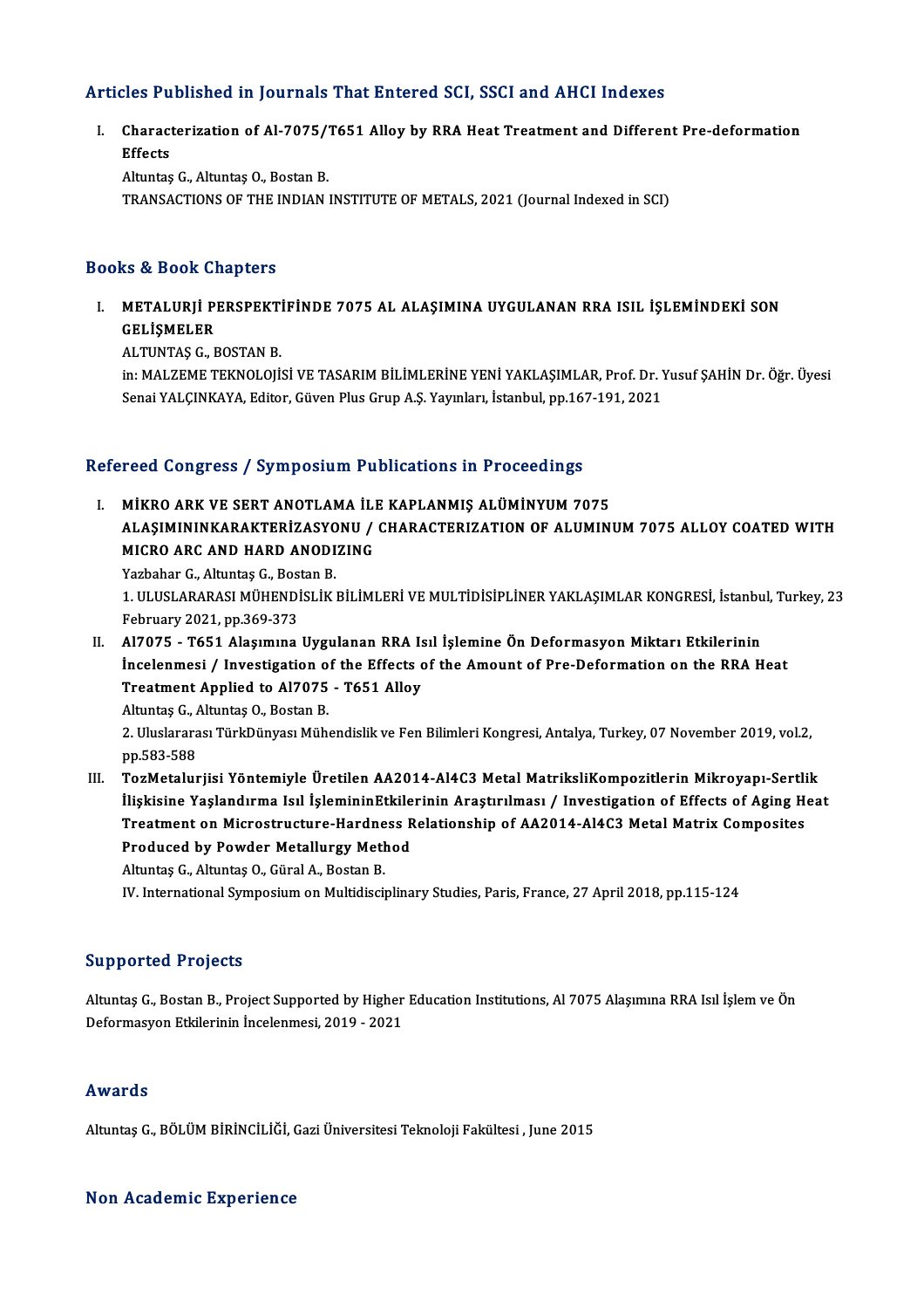## Articles Published in Journals That Entered SCI, SSCI and AHCI Indexes

I. **Characterization of Al-7075/T651 Alloy by RRA Heat Treatment and Different Pre-deformation Effects**
   Altuntaş G., Altuntaş O., Bostan B.
   TRANSACTIONS OF THE INDIAN INSTITUTE OF METALS, 2021 (Journal Indexed in SCI)

## Books & Book Chapters

I. **METALURJİ PERSPEKTİFİNDE 7075 AL ALAŞIMINA UYGULANAN RRA ISIL İŞLEMİNDEKİ SON GELİŞMELER**
   ALTUNTAŞ G., BOSTAN B.
   in: MALZEME TEKNOLOJİSİ VE TASARIM BİLİMLERİNE YENİ YAKLAŞIMLAR, Prof. Dr. Yusuf ŞAHİN Dr. Öğr. Üyesi Senai YALÇINKAYA, Editor, Güven Plus Grup A.Ş. Yayınları, İstanbul, pp.167-191, 2021

## Refereed Congress / Symposium Publications in Proceedings

I. **MİKRO ARK VE SERT ANOTLAMA İLE KAPLANMIŞ ALÜMİNYUM 7075 ALAŞIMININKARAKTERİZASYONU / CHARACTERIZATION OF ALUMINUM 7075 ALLOY COATED WITH MICRO ARC AND HARD ANODIZING**
   Yazbahar G., Altuntaş G., Bostan B.
   1. ULUSLARARASI MÜHENDİSLİK BİLİMLERİ VE MULTİDİSİPLİNER YAKLAŞIMLAR KONGRESİ, İstanbul, Turkey, 23 February 2021, pp.369-373
II. **Al7075 - T651 Alaşımına Uygulanan RRA Isıl İşlemine Ön Deformasyon Miktarı Etkilerinin İncelenmesi / Investigation of the Effects of the Amount of Pre-Deformation on the RRA Heat Treatment Applied to Al7075 - T651 Alloy**
   Altuntaş G., Altuntaş O., Bostan B.
   2. Uluslararası TürkDünyası Mühendislik ve Fen Bilimleri Kongresi, Antalya, Turkey, 07 November 2019, vol.2, pp.583-588
III. **TozMetalurjisi Yöntemiyle Üretilen AA2014-Al4C3 Metal MatriksliKompozitlerin Mikroyapı-Sertlik İlişkisine Yaşlandırma Isıl İşlemininEtkilerinin Araştırılması / Investigation of Effects of Aging Heat Treatment on Microstructure-Hardness Relationship of AA2014-Al4C3 Metal Matrix Composites Produced by Powder Metallurgy Method**
   Altuntaş G., Altuntaş O., Güral A., Bostan B.
   IV. International Symposium on Multidisciplinary Studies, Paris, France, 27 April 2018, pp.115-124

## Supported Projects

Altuntaş G., Bostan B., Project Supported by Higher Education Institutions, Al 7075 Alaşımına RRA Isıl İşlem ve Ön Deformasyon Etkilerinin İncelenmesi, 2019 - 2021

## Awards

Altuntaş G., BÖLÜM BİRİNCİLİĞİ, Gazi Üniversitesi Teknoloji Fakültesi , June 2015

## Non Academic Experience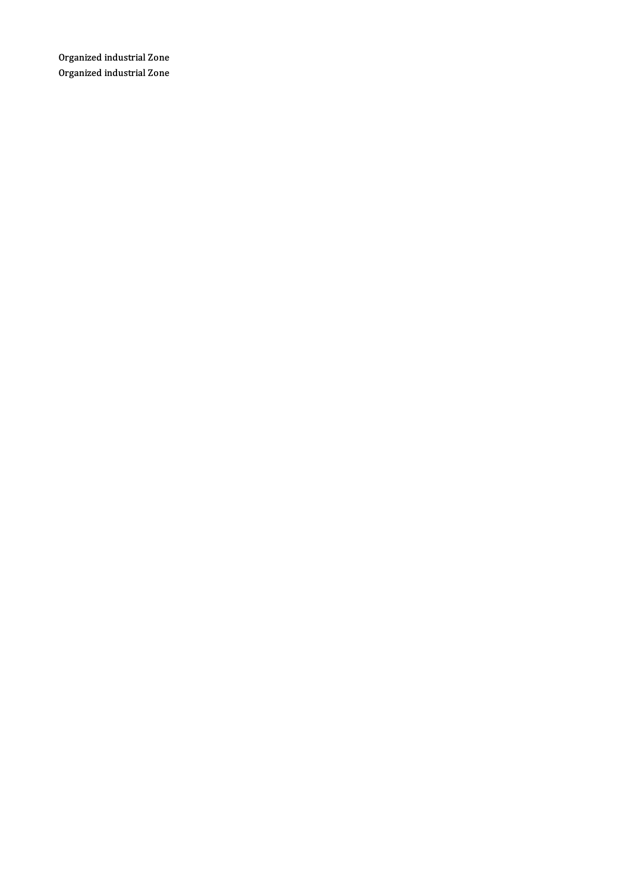Organized industrial Zone
Organized industrial Zone